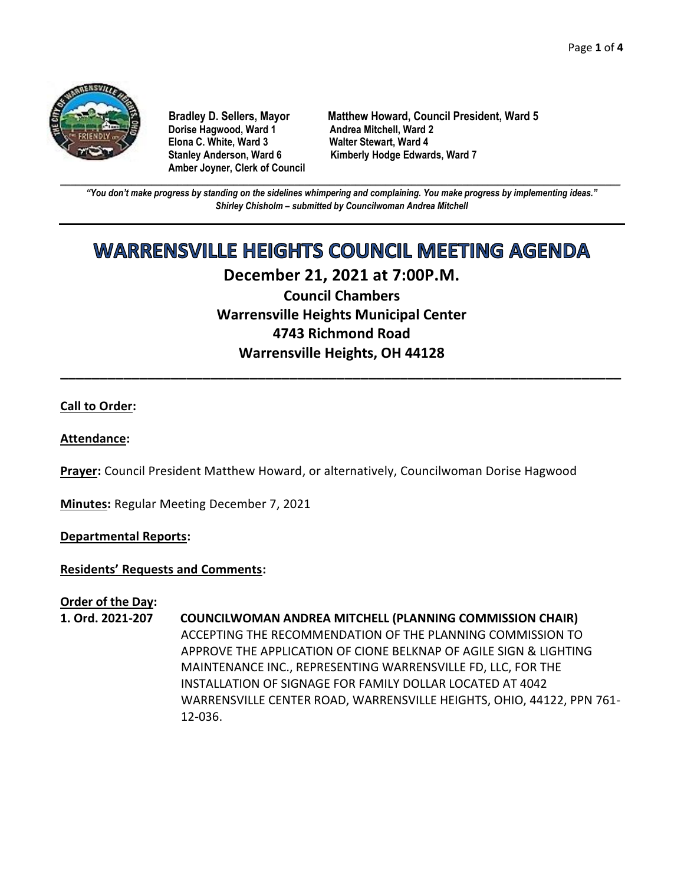**Bradley D. Sellers, Mayor**
**Matthew Howard, Council President, Ward 5**
**Dorise Hagwood, Ward 1**
**Andrea Mitchell, Ward 2**
**Elona C. White, Ward 3**
**Walter Stewart, Ward 4**
**Stanley Anderson, Ward 6**
**Kimberly Hodge Edwards, Ward 7**
**Amber Joyner, Clerk of Council**

***"You don't make progress by standing on the sidelines whimpering and complaining. You make progress by implementing ideas."***
***Shirley Chisholm – submitted by Councilwoman Andrea Mitchell***

# WARRENSVILLE HEIGHTS COUNCIL MEETING AGENDA

## December 21, 2021 at 7:00P.M.

### Council Chambers
### Warrensville Heights Municipal Center
### 4743 Richmond Road
### Warrensville Heights, OH 44128

**Call to Order:**

**Attendance:**

**Prayer:** Council President Matthew Howard, or alternatively, Councilwoman Dorise Hagwood

**Minutes:** Regular Meeting December 7, 2021

**Departmental Reports:**

**Residents' Requests and Comments:**

**Order of the Day:**

**1. Ord. 2021-207** **COUNCILWOMAN ANDREA MITCHELL (PLANNING COMMISSION CHAIR)**
ACCEPTING THE RECOMMENDATION OF THE PLANNING COMMISSION TO APPROVE THE APPLICATION OF CIONE BELKNAP OF AGILE SIGN & LIGHTING MAINTENANCE INC., REPRESENTING WARRENSVILLE FD, LLC, FOR THE INSTALLATION OF SIGNAGE FOR FAMILY DOLLAR LOCATED AT 4042 WARRENSVILLE CENTER ROAD, WARRENSVILLE HEIGHTS, OHIO, 44122, PPN 761-12-036.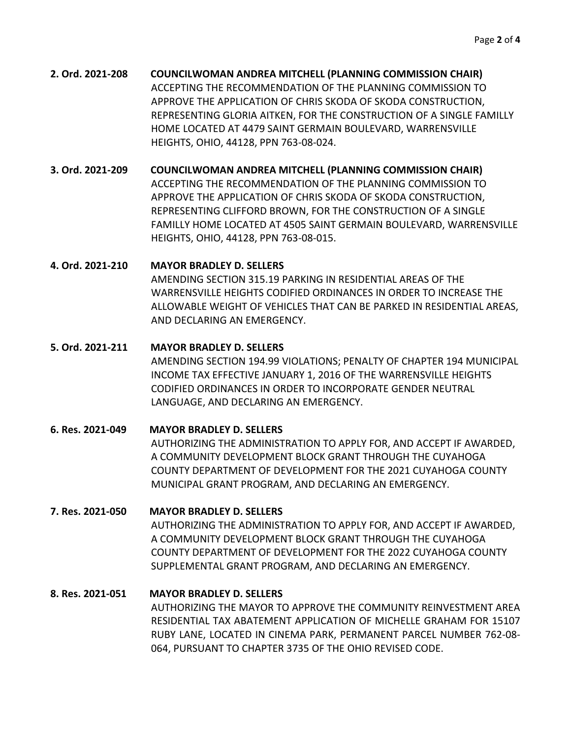**2. Ord. 2021-208** **COUNCILWOMAN ANDREA MITCHELL (PLANNING COMMISSION CHAIR)**
ACCEPTING THE RECOMMENDATION OF THE PLANNING COMMISSION TO APPROVE THE APPLICATION OF CHRIS SKODA OF SKODA CONSTRUCTION, REPRESENTING GLORIA AITKEN, FOR THE CONSTRUCTION OF A SINGLE FAMILLY HOME LOCATED AT 4479 SAINT GERMAIN BOULEVARD, WARRENSVILLE HEIGHTS, OHIO, 44128, PPN 763-08-024.

**3. Ord. 2021-209** **COUNCILWOMAN ANDREA MITCHELL (PLANNING COMMISSION CHAIR)**
ACCEPTING THE RECOMMENDATION OF THE PLANNING COMMISSION TO APPROVE THE APPLICATION OF CHRIS SKODA OF SKODA CONSTRUCTION, REPRESENTING CLIFFORD BROWN, FOR THE CONSTRUCTION OF A SINGLE FAMILLY HOME LOCATED AT 4505 SAINT GERMAIN BOULEVARD, WARRENSVILLE HEIGHTS, OHIO, 44128, PPN 763-08-015.

**4. Ord. 2021-210** **MAYOR BRADLEY D. SELLERS**
AMENDING SECTION 315.19 PARKING IN RESIDENTIAL AREAS OF THE WARRENSVILLE HEIGHTS CODIFIED ORDINANCES IN ORDER TO INCREASE THE ALLOWABLE WEIGHT OF VEHICLES THAT CAN BE PARKED IN RESIDENTIAL AREAS, AND DECLARING AN EMERGENCY.

**5. Ord. 2021-211** **MAYOR BRADLEY D. SELLERS**
AMENDING SECTION 194.99 VIOLATIONS; PENALTY OF CHAPTER 194 MUNICIPAL INCOME TAX EFFECTIVE JANUARY 1, 2016 OF THE WARRENSVILLE HEIGHTS CODIFIED ORDINANCES IN ORDER TO INCORPORATE GENDER NEUTRAL LANGUAGE, AND DECLARING AN EMERGENCY.

**6. Res. 2021-049** **MAYOR BRADLEY D. SELLERS**
AUTHORIZING THE ADMINISTRATION TO APPLY FOR, AND ACCEPT IF AWARDED, A COMMUNITY DEVELOPMENT BLOCK GRANT THROUGH THE CUYAHOGA COUNTY DEPARTMENT OF DEVELOPMENT FOR THE 2021 CUYAHOGA COUNTY MUNICIPAL GRANT PROGRAM, AND DECLARING AN EMERGENCY.

**7. Res. 2021-050** **MAYOR BRADLEY D. SELLERS**
AUTHORIZING THE ADMINISTRATION TO APPLY FOR, AND ACCEPT IF AWARDED, A COMMUNITY DEVELOPMENT BLOCK GRANT THROUGH THE CUYAHOGA COUNTY DEPARTMENT OF DEVELOPMENT FOR THE 2022 CUYAHOGA COUNTY SUPPLEMENTAL GRANT PROGRAM, AND DECLARING AN EMERGENCY.

**8. Res. 2021-051** **MAYOR BRADLEY D. SELLERS**
AUTHORIZING THE MAYOR TO APPROVE THE COMMUNITY REINVESTMENT AREA RESIDENTIAL TAX ABATEMENT APPLICATION OF MICHELLE GRAHAM FOR 15107 RUBY LANE, LOCATED IN CINEMA PARK, PERMANENT PARCEL NUMBER 762-08-064, PURSUANT TO CHAPTER 3735 OF THE OHIO REVISED CODE.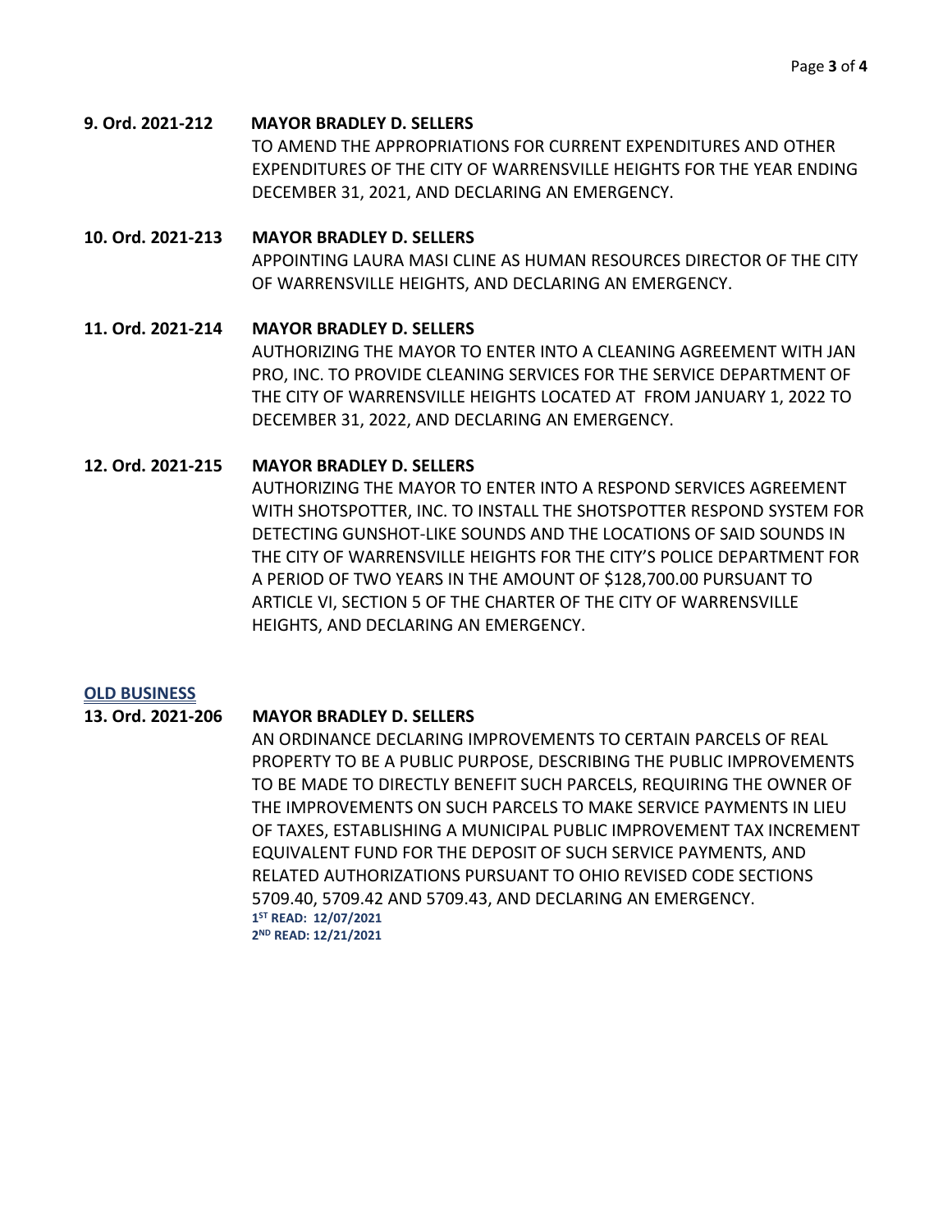**9. Ord. 2021-212 MAYOR BRADLEY D. SELLERS**

TO AMEND THE APPROPRIATIONS FOR CURRENT EXPENDITURES AND OTHER EXPENDITURES OF THE CITY OF WARRENSVILLE HEIGHTS FOR THE YEAR ENDING DECEMBER 31, 2021, AND DECLARING AN EMERGENCY.

**10. Ord. 2021-213 MAYOR BRADLEY D. SELLERS**

APPOINTING LAURA MASI CLINE AS HUMAN RESOURCES DIRECTOR OF THE CITY OF WARRENSVILLE HEIGHTS, AND DECLARING AN EMERGENCY.

**11. Ord. 2021-214 MAYOR BRADLEY D. SELLERS**

AUTHORIZING THE MAYOR TO ENTER INTO A CLEANING AGREEMENT WITH JAN PRO, INC. TO PROVIDE CLEANING SERVICES FOR THE SERVICE DEPARTMENT OF THE CITY OF WARRENSVILLE HEIGHTS LOCATED AT FROM JANUARY 1, 2022 TO DECEMBER 31, 2022, AND DECLARING AN EMERGENCY.

**12. Ord. 2021-215 MAYOR BRADLEY D. SELLERS**

AUTHORIZING THE MAYOR TO ENTER INTO A RESPOND SERVICES AGREEMENT WITH SHOTSPOTTER, INC. TO INSTALL THE SHOTSPOTTER RESPOND SYSTEM FOR DETECTING GUNSHOT-LIKE SOUNDS AND THE LOCATIONS OF SAID SOUNDS IN THE CITY OF WARRENSVILLE HEIGHTS FOR THE CITY'S POLICE DEPARTMENT FOR A PERIOD OF TWO YEARS IN THE AMOUNT OF $128,700.00 PURSUANT TO ARTICLE VI, SECTION 5 OF THE CHARTER OF THE CITY OF WARRENSVILLE HEIGHTS, AND DECLARING AN EMERGENCY.

## OLD BUSINESS

**13. Ord. 2021-206 MAYOR BRADLEY D. SELLERS**

AN ORDINANCE DECLARING IMPROVEMENTS TO CERTAIN PARCELS OF REAL PROPERTY TO BE A PUBLIC PURPOSE, DESCRIBING THE PUBLIC IMPROVEMENTS TO BE MADE TO DIRECTLY BENEFIT SUCH PARCELS, REQUIRING THE OWNER OF THE IMPROVEMENTS ON SUCH PARCELS TO MAKE SERVICE PAYMENTS IN LIEU OF TAXES, ESTABLISHING A MUNICIPAL PUBLIC IMPROVEMENT TAX INCREMENT EQUIVALENT FUND FOR THE DEPOSIT OF SUCH SERVICE PAYMENTS, AND RELATED AUTHORIZATIONS PURSUANT TO OHIO REVISED CODE SECTIONS 5709.40, 5709.42 AND 5709.43, AND DECLARING AN EMERGENCY.

**1ST READ: 12/07/2021**
**2ND READ: 12/21/2021**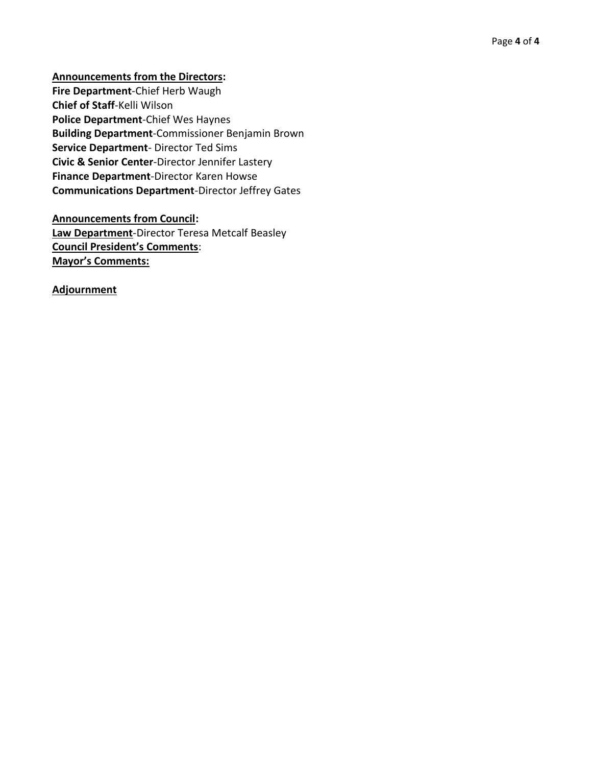**Announcements from the Directors:**

**Fire Department**-Chief Herb Waugh
**Chief of Staff**-Kelli Wilson
**Police Department**-Chief Wes Haynes
**Building Department**-Commissioner Benjamin Brown
**Service Department**- Director Ted Sims
**Civic & Senior Center**-Director Jennifer Lastery
**Finance Department**-Director Karen Howse
**Communications Department**-Director Jeffrey Gates

**Announcements from Council:**

**Law Department**-Director Teresa Metcalf Beasley
**Council President's Comments**:
**Mayor's Comments:**

**Adjournment**